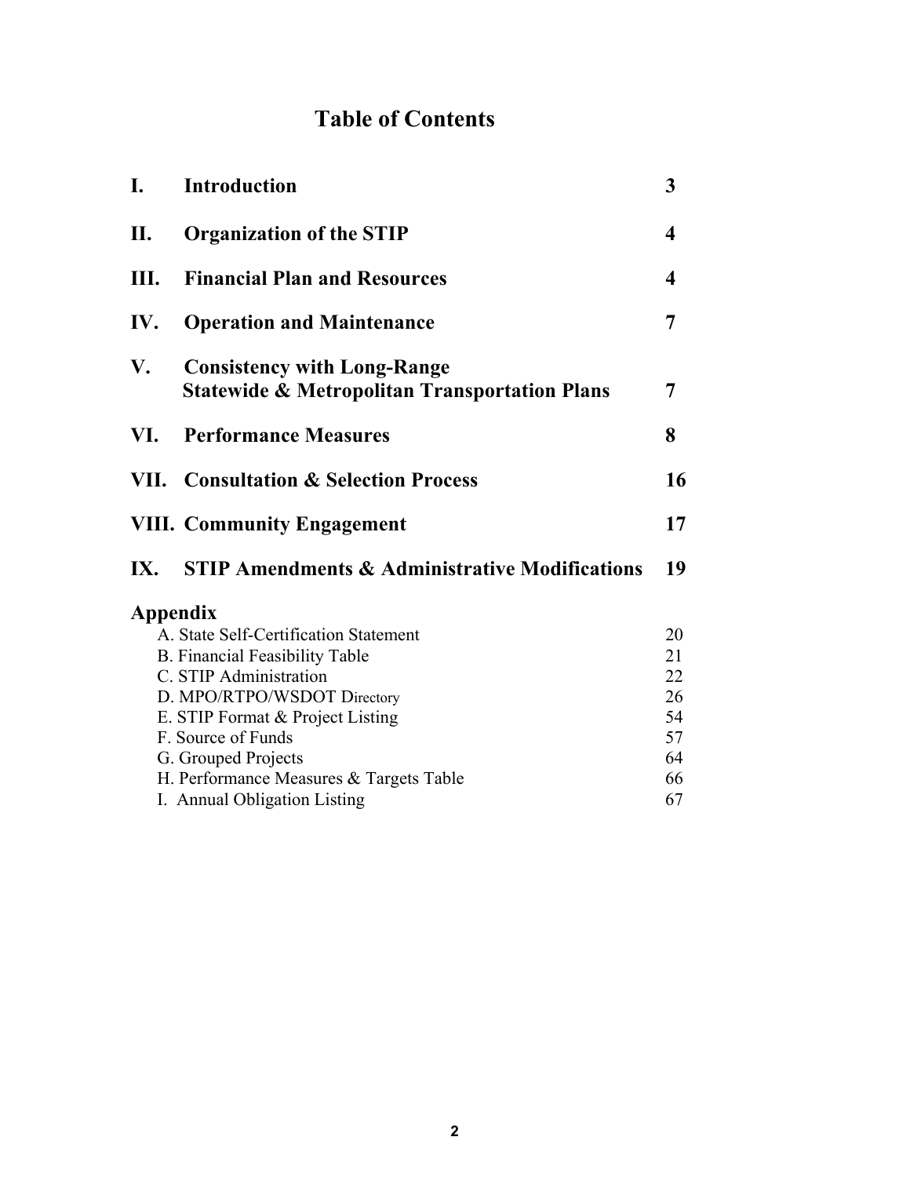# Table of Contents

| | | |
|---|---|---|
| **I.** | **Introduction** | **3** |
| **II.** | **Organization of the STIP** | **4** |
| **III.** | **Financial Plan and Resources** | **4** |
| **IV.** | **Operation and Maintenance** | **7** |
| **V.** | **Consistency with Long-Range Statewide & Metropolitan Transportation Plans** | **7** |
| **VI.** | **Performance Measures** | **8** |
| **VII.** | **Consultation & Selection Process** | **16** |
| **VIII.** | **Community Engagement** | **17** |
| **IX.** | **STIP Amendments & Administrative Modifications** | **19** |

**Appendix**

| | |
|---|---|
| A. State Self-Certification Statement | 20 |
| B. Financial Feasibility Table | 21 |
| C. STIP Administration | 22 |
| D. MPO/RTPO/WSDOT Directory | 26 |
| E. STIP Format & Project Listing | 54 |
| F. Source of Funds | 57 |
| G. Grouped Projects | 64 |
| H. Performance Measures & Targets Table | 66 |
| I. Annual Obligation Listing | 67 |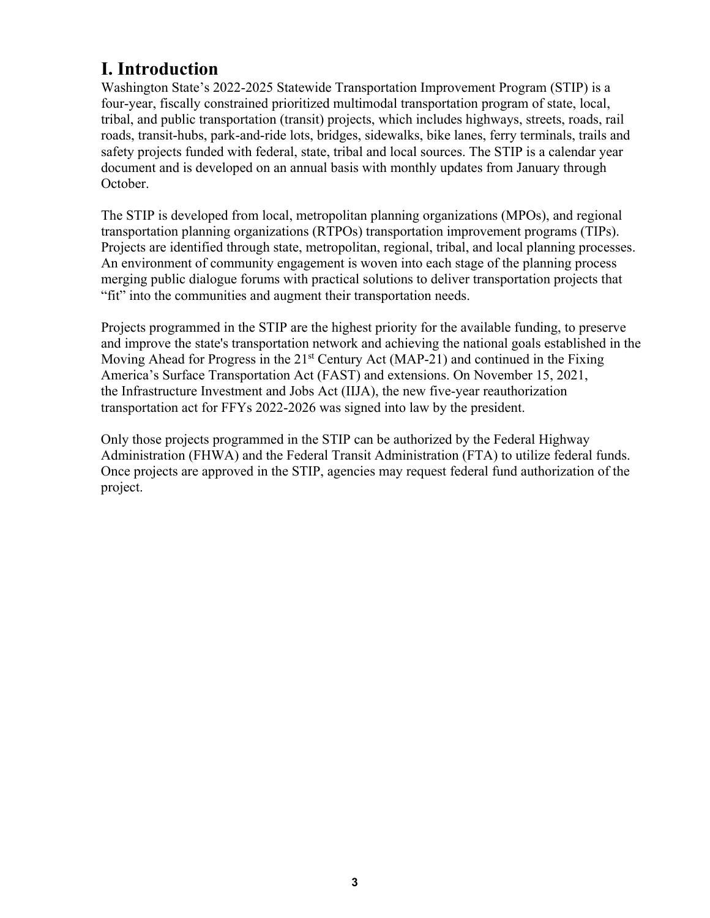# I. Introduction

Washington State's 2022-2025 Statewide Transportation Improvement Program (STIP) is a four-year, fiscally constrained prioritized multimodal transportation program of state, local, tribal, and public transportation (transit) projects, which includes highways, streets, roads, rail roads, transit-hubs, park-and-ride lots, bridges, sidewalks, bike lanes, ferry terminals, trails and safety projects funded with federal, state, tribal and local sources. The STIP is a calendar year document and is developed on an annual basis with monthly updates from January through October.

The STIP is developed from local, metropolitan planning organizations (MPOs), and regional transportation planning organizations (RTPOs) transportation improvement programs (TIPs). Projects are identified through state, metropolitan, regional, tribal, and local planning processes. An environment of community engagement is woven into each stage of the planning process merging public dialogue forums with practical solutions to deliver transportation projects that "fit" into the communities and augment their transportation needs.

Projects programmed in the STIP are the highest priority for the available funding, to preserve and improve the state's transportation network and achieving the national goals established in the Moving Ahead for Progress in the 21st Century Act (MAP-21) and continued in the Fixing America's Surface Transportation Act (FAST) and extensions. On November 15, 2021, the Infrastructure Investment and Jobs Act (IIJA), the new five-year reauthorization transportation act for FFYs 2022-2026 was signed into law by the president.

Only those projects programmed in the STIP can be authorized by the Federal Highway Administration (FHWA) and the Federal Transit Administration (FTA) to utilize federal funds. Once projects are approved in the STIP, agencies may request federal fund authorization of the project.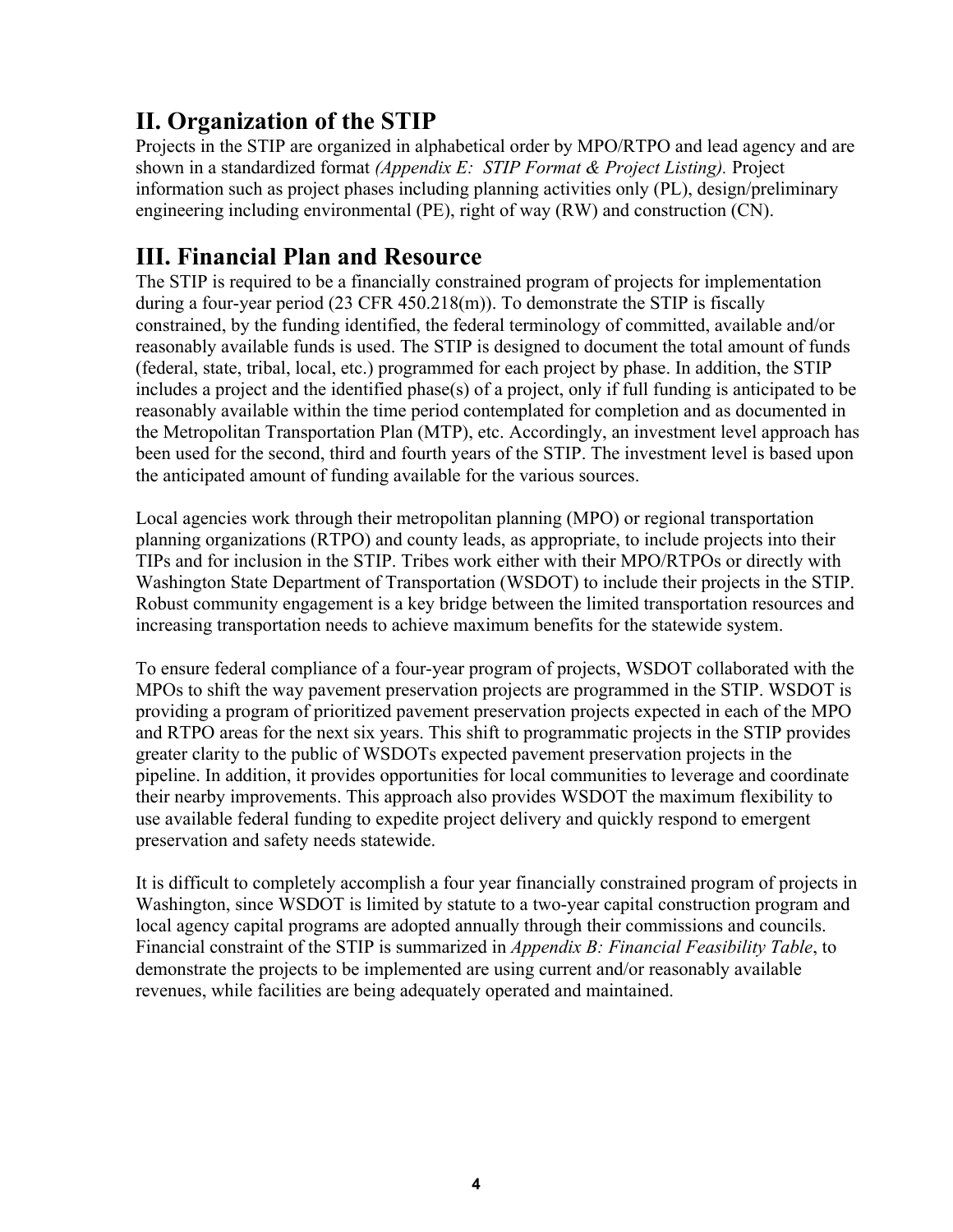## II. Organization of the STIP

Projects in the STIP are organized in alphabetical order by MPO/RTPO and lead agency and are shown in a standardized format *(Appendix E: STIP Format & Project Listing).* Project information such as project phases including planning activities only (PL), design/preliminary engineering including environmental (PE), right of way (RW) and construction (CN).

## III. Financial Plan and Resource

The STIP is required to be a financially constrained program of projects for implementation during a four-year period (23 CFR 450.218(m)). To demonstrate the STIP is fiscally constrained, by the funding identified, the federal terminology of committed, available and/or reasonably available funds is used. The STIP is designed to document the total amount of funds (federal, state, tribal, local, etc.) programmed for each project by phase. In addition, the STIP includes a project and the identified phase(s) of a project, only if full funding is anticipated to be reasonably available within the time period contemplated for completion and as documented in the Metropolitan Transportation Plan (MTP), etc. Accordingly, an investment level approach has been used for the second, third and fourth years of the STIP. The investment level is based upon the anticipated amount of funding available for the various sources.

Local agencies work through their metropolitan planning (MPO) or regional transportation planning organizations (RTPO) and county leads, as appropriate, to include projects into their TIPs and for inclusion in the STIP. Tribes work either with their MPO/RTPOs or directly with Washington State Department of Transportation (WSDOT) to include their projects in the STIP. Robust community engagement is a key bridge between the limited transportation resources and increasing transportation needs to achieve maximum benefits for the statewide system.

To ensure federal compliance of a four-year program of projects, WSDOT collaborated with the MPOs to shift the way pavement preservation projects are programmed in the STIP. WSDOT is providing a program of prioritized pavement preservation projects expected in each of the MPO and RTPO areas for the next six years. This shift to programmatic projects in the STIP provides greater clarity to the public of WSDOTs expected pavement preservation projects in the pipeline. In addition, it provides opportunities for local communities to leverage and coordinate their nearby improvements. This approach also provides WSDOT the maximum flexibility to use available federal funding to expedite project delivery and quickly respond to emergent preservation and safety needs statewide.

It is difficult to completely accomplish a four year financially constrained program of projects in Washington, since WSDOT is limited by statute to a two-year capital construction program and local agency capital programs are adopted annually through their commissions and councils. Financial constraint of the STIP is summarized in *Appendix B: Financial Feasibility Table*, to demonstrate the projects to be implemented are using current and/or reasonably available revenues, while facilities are being adequately operated and maintained.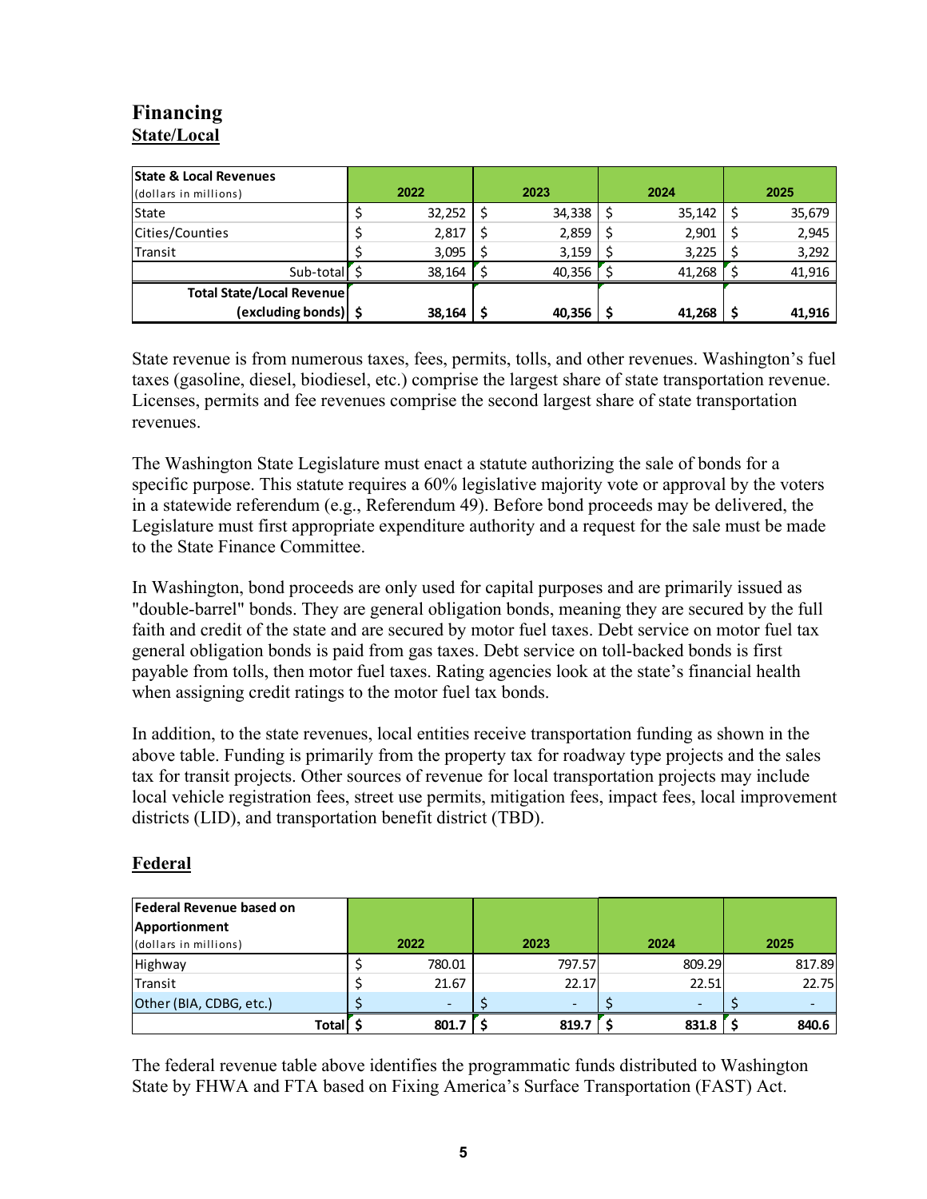## Financing

### State/Local

| State & Local Revenues (dollars in millions) | 2022 | 2023 | 2024 | 2025 |
|---|---|---|---|---|
| State | $ 32,252 | $ 34,338 | $ 35,142 | $ 35,679 |
| Cities/Counties | $ 2,817 | $ 2,859 | $ 2,901 | $ 2,945 |
| Transit | $ 3,095 | $ 3,159 | $ 3,225 | $ 3,292 |
| Sub-total | $ 38,164 | $ 40,356 | $ 41,268 | $ 41,916 |
| **Total State/Local Revenue (excluding bonds)** | **$ 38,164** | **$ 40,356** | **$ 41,268** | **$ 41,916** |

State revenue is from numerous taxes, fees, permits, tolls, and other revenues. Washington's fuel taxes (gasoline, diesel, biodiesel, etc.) comprise the largest share of state transportation revenue. Licenses, permits and fee revenues comprise the second largest share of state transportation revenues.

The Washington State Legislature must enact a statute authorizing the sale of bonds for a specific purpose. This statute requires a 60% legislative majority vote or approval by the voters in a statewide referendum (e.g., Referendum 49). Before bond proceeds may be delivered, the Legislature must first appropriate expenditure authority and a request for the sale must be made to the State Finance Committee.

In Washington, bond proceeds are only used for capital purposes and are primarily issued as "double-barrel" bonds. They are general obligation bonds, meaning they are secured by the full faith and credit of the state and are secured by motor fuel taxes. Debt service on motor fuel tax general obligation bonds is paid from gas taxes. Debt service on toll-backed bonds is first payable from tolls, then motor fuel taxes. Rating agencies look at the state's financial health when assigning credit ratings to the motor fuel tax bonds.

In addition, to the state revenues, local entities receive transportation funding as shown in the above table. Funding is primarily from the property tax for roadway type projects and the sales tax for transit projects. Other sources of revenue for local transportation projects may include local vehicle registration fees, street use permits, mitigation fees, impact fees, local improvement districts (LID), and transportation benefit district (TBD).

### Federal

| Federal Revenue based on Apportionment (dollars in millions) | 2022 | 2023 | 2024 | 2025 |
|---|---|---|---|---|
| Highway | $ 780.01 | 797.57 | 809.29 | 817.89 |
| Transit | $ 21.67 | 22.17 | 22.51 | 22.75 |
| Other (BIA, CDBG, etc.) | $ - | $ - | $ - | $ - |
| **Total** | **$ 801.7** | **$ 819.7** | **$ 831.8** | **$ 840.6** |

The federal revenue table above identifies the programmatic funds distributed to Washington State by FHWA and FTA based on Fixing America's Surface Transportation (FAST) Act.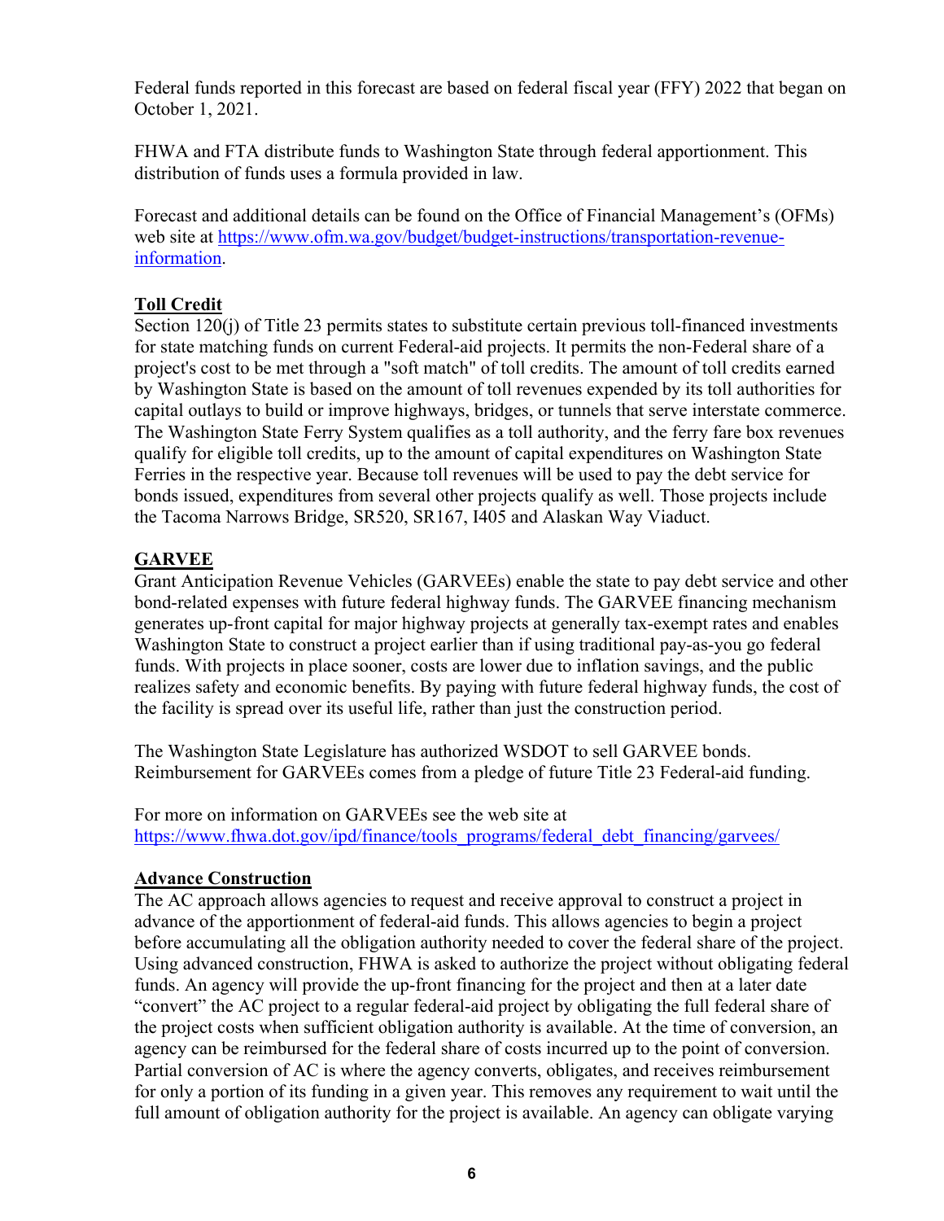Federal funds reported in this forecast are based on federal fiscal year (FFY) 2022 that began on October 1, 2021.

FHWA and FTA distribute funds to Washington State through federal apportionment. This distribution of funds uses a formula provided in law.

Forecast and additional details can be found on the Office of Financial Management's (OFMs) web site at [https://www.ofm.wa.gov/budget/budget-instructions/transportation-revenue-information](https://www.ofm.wa.gov/budget/budget-instructions/transportation-revenue-information).

## Toll Credit

Section 120(j) of Title 23 permits states to substitute certain previous toll-financed investments for state matching funds on current Federal-aid projects. It permits the non-Federal share of a project's cost to be met through a "soft match" of toll credits. The amount of toll credits earned by Washington State is based on the amount of toll revenues expended by its toll authorities for capital outlays to build or improve highways, bridges, or tunnels that serve interstate commerce. The Washington State Ferry System qualifies as a toll authority, and the ferry fare box revenues qualify for eligible toll credits, up to the amount of capital expenditures on Washington State Ferries in the respective year. Because toll revenues will be used to pay the debt service for bonds issued, expenditures from several other projects qualify as well. Those projects include the Tacoma Narrows Bridge, SR520, SR167, I405 and Alaskan Way Viaduct.

## GARVEE

Grant Anticipation Revenue Vehicles (GARVEEs) enable the state to pay debt service and other bond-related expenses with future federal highway funds. The GARVEE financing mechanism generates up-front capital for major highway projects at generally tax-exempt rates and enables Washington State to construct a project earlier than if using traditional pay-as-you go federal funds. With projects in place sooner, costs are lower due to inflation savings, and the public realizes safety and economic benefits. By paying with future federal highway funds, the cost of the facility is spread over its useful life, rather than just the construction period.

The Washington State Legislature has authorized WSDOT to sell GARVEE bonds. Reimbursement for GARVEEs comes from a pledge of future Title 23 Federal-aid funding.

For more on information on GARVEEs see the web site at [https://www.fhwa.dot.gov/ipd/finance/tools_programs/federal_debt_financing/garvees/](https://www.fhwa.dot.gov/ipd/finance/tools_programs/federal_debt_financing/garvees/)

## Advance Construction

The AC approach allows agencies to request and receive approval to construct a project in advance of the apportionment of federal-aid funds. This allows agencies to begin a project before accumulating all the obligation authority needed to cover the federal share of the project. Using advanced construction, FHWA is asked to authorize the project without obligating federal funds. An agency will provide the up-front financing for the project and then at a later date "convert" the AC project to a regular federal-aid project by obligating the full federal share of the project costs when sufficient obligation authority is available. At the time of conversion, an agency can be reimbursed for the federal share of costs incurred up to the point of conversion. Partial conversion of AC is where the agency converts, obligates, and receives reimbursement for only a portion of its funding in a given year. This removes any requirement to wait until the full amount of obligation authority for the project is available. An agency can obligate varying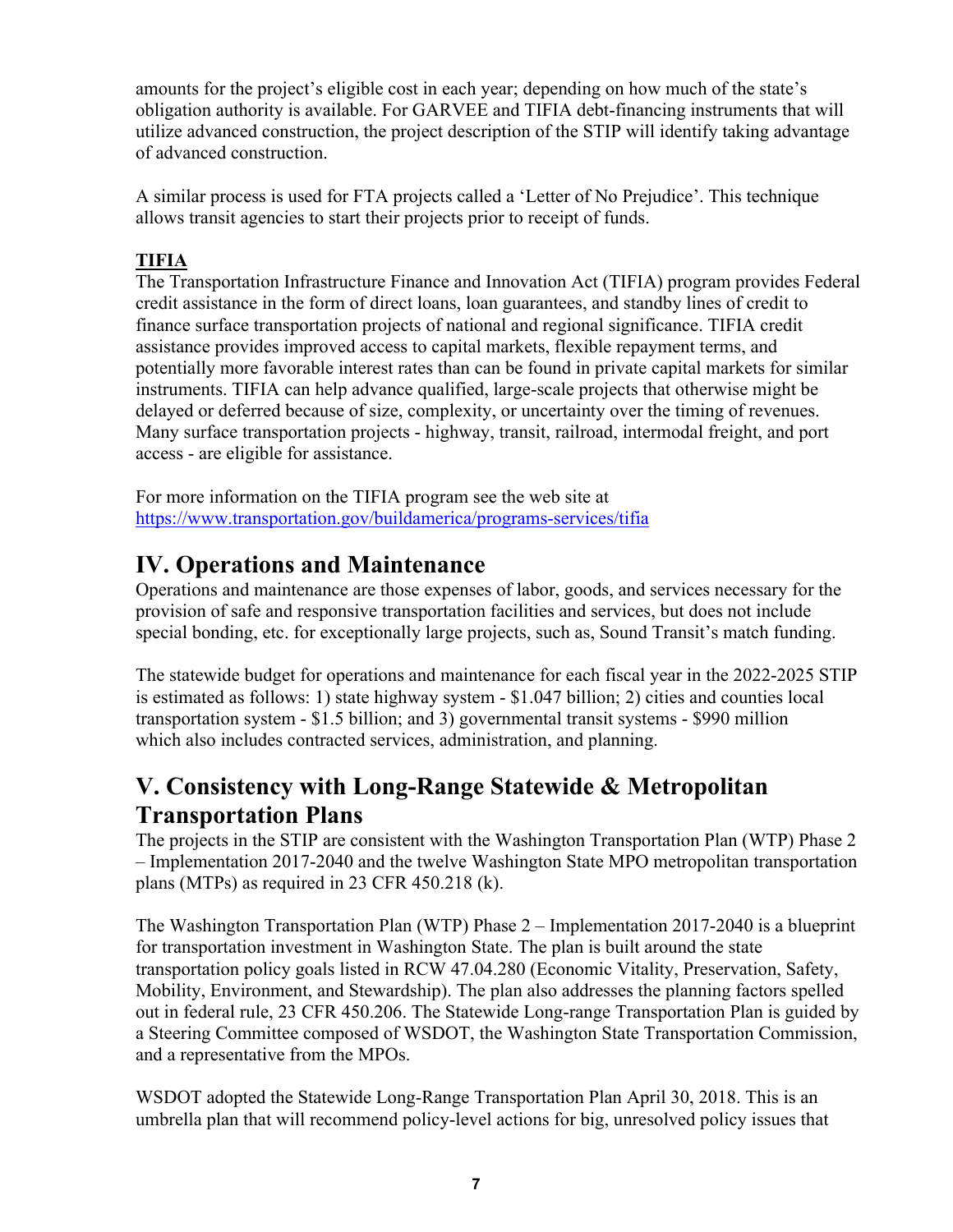amounts for the project's eligible cost in each year; depending on how much of the state's obligation authority is available. For GARVEE and TIFIA debt-financing instruments that will utilize advanced construction, the project description of the STIP will identify taking advantage of advanced construction.

A similar process is used for FTA projects called a 'Letter of No Prejudice'. This technique allows transit agencies to start their projects prior to receipt of funds.

**TIFIA**

The Transportation Infrastructure Finance and Innovation Act (TIFIA) program provides Federal credit assistance in the form of direct loans, loan guarantees, and standby lines of credit to finance surface transportation projects of national and regional significance. TIFIA credit assistance provides improved access to capital markets, flexible repayment terms, and potentially more favorable interest rates than can be found in private capital markets for similar instruments. TIFIA can help advance qualified, large-scale projects that otherwise might be delayed or deferred because of size, complexity, or uncertainty over the timing of revenues. Many surface transportation projects - highway, transit, railroad, intermodal freight, and port access - are eligible for assistance.

For more information on the TIFIA program see the web site at https://www.transportation.gov/buildamerica/programs-services/tifia

# IV. Operations and Maintenance

Operations and maintenance are those expenses of labor, goods, and services necessary for the provision of safe and responsive transportation facilities and services, but does not include special bonding, etc. for exceptionally large projects, such as, Sound Transit's match funding.

The statewide budget for operations and maintenance for each fiscal year in the 2022-2025 STIP is estimated as follows: 1) state highway system - $1.047 billion; 2) cities and counties local transportation system - $1.5 billion; and 3) governmental transit systems - $990 million which also includes contracted services, administration, and planning.

# V. Consistency with Long-Range Statewide & Metropolitan Transportation Plans

The projects in the STIP are consistent with the Washington Transportation Plan (WTP) Phase 2 – Implementation 2017-2040 and the twelve Washington State MPO metropolitan transportation plans (MTPs) as required in 23 CFR 450.218 (k).

The Washington Transportation Plan (WTP) Phase 2 – Implementation 2017-2040 is a blueprint for transportation investment in Washington State. The plan is built around the state transportation policy goals listed in RCW 47.04.280 (Economic Vitality, Preservation, Safety, Mobility, Environment, and Stewardship). The plan also addresses the planning factors spelled out in federal rule, 23 CFR 450.206. The Statewide Long-range Transportation Plan is guided by a Steering Committee composed of WSDOT, the Washington State Transportation Commission, and a representative from the MPOs.

WSDOT adopted the Statewide Long-Range Transportation Plan April 30, 2018. This is an umbrella plan that will recommend policy-level actions for big, unresolved policy issues that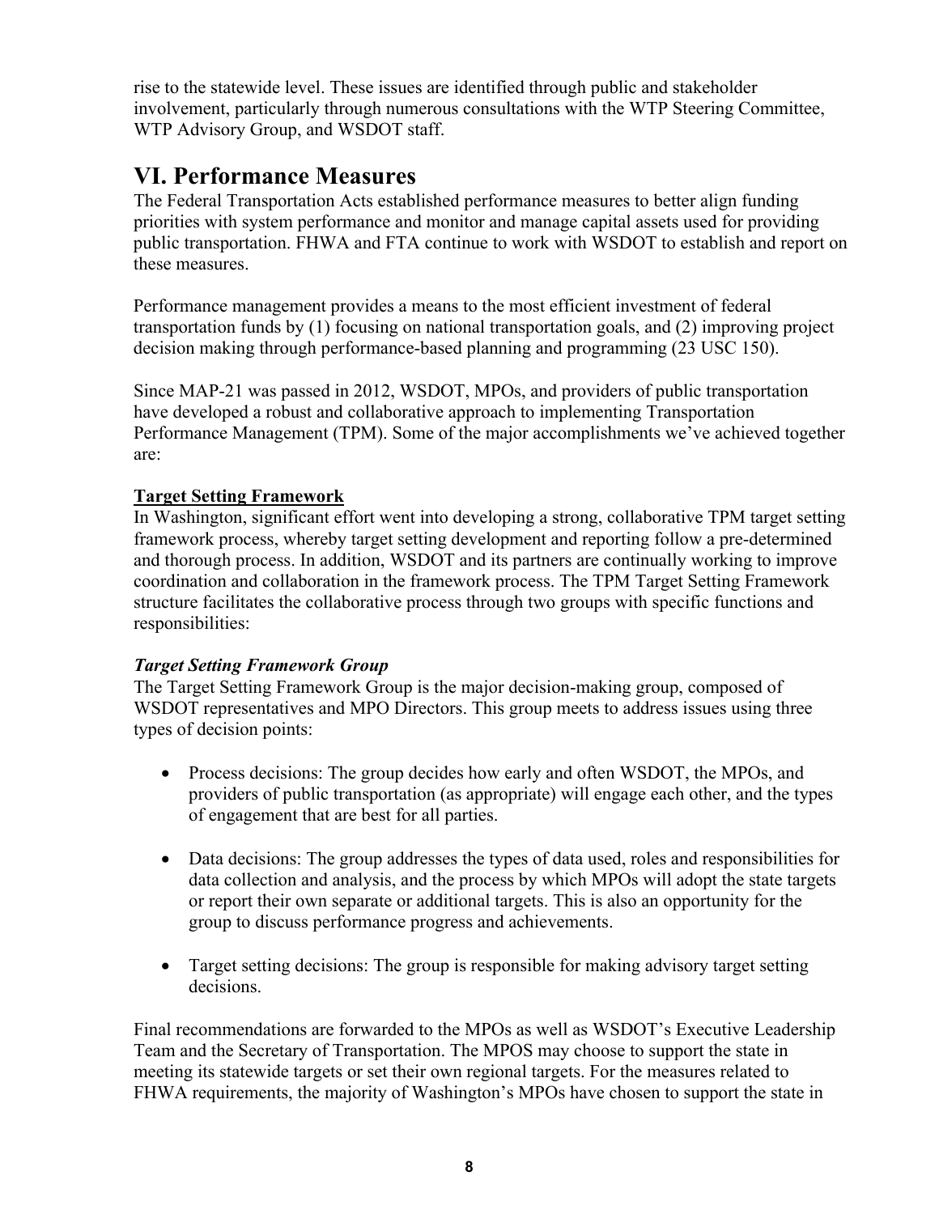rise to the statewide level. These issues are identified through public and stakeholder involvement, particularly through numerous consultations with the WTP Steering Committee, WTP Advisory Group, and WSDOT staff.

# VI. Performance Measures

The Federal Transportation Acts established performance measures to better align funding priorities with system performance and monitor and manage capital assets used for providing public transportation. FHWA and FTA continue to work with WSDOT to establish and report on these measures.

Performance management provides a means to the most efficient investment of federal transportation funds by (1) focusing on national transportation goals, and (2) improving project decision making through performance-based planning and programming (23 USC 150).

Since MAP-21 was passed in 2012, WSDOT, MPOs, and providers of public transportation have developed a robust and collaborative approach to implementing Transportation Performance Management (TPM). Some of the major accomplishments we've achieved together are:

<u>**Target Setting Framework**</u>

In Washington, significant effort went into developing a strong, collaborative TPM target setting framework process, whereby target setting development and reporting follow a pre-determined and thorough process. In addition, WSDOT and its partners are continually working to improve coordination and collaboration in the framework process. The TPM Target Setting Framework structure facilitates the collaborative process through two groups with specific functions and responsibilities:

***Target Setting Framework Group***

The Target Setting Framework Group is the major decision-making group, composed of WSDOT representatives and MPO Directors. This group meets to address issues using three types of decision points:

- Process decisions: The group decides how early and often WSDOT, the MPOs, and providers of public transportation (as appropriate) will engage each other, and the types of engagement that are best for all parties.
- Data decisions: The group addresses the types of data used, roles and responsibilities for data collection and analysis, and the process by which MPOs will adopt the state targets or report their own separate or additional targets. This is also an opportunity for the group to discuss performance progress and achievements.
- Target setting decisions: The group is responsible for making advisory target setting decisions.

Final recommendations are forwarded to the MPOs as well as WSDOT's Executive Leadership Team and the Secretary of Transportation. The MPOS may choose to support the state in meeting its statewide targets or set their own regional targets. For the measures related to FHWA requirements, the majority of Washington's MPOs have chosen to support the state in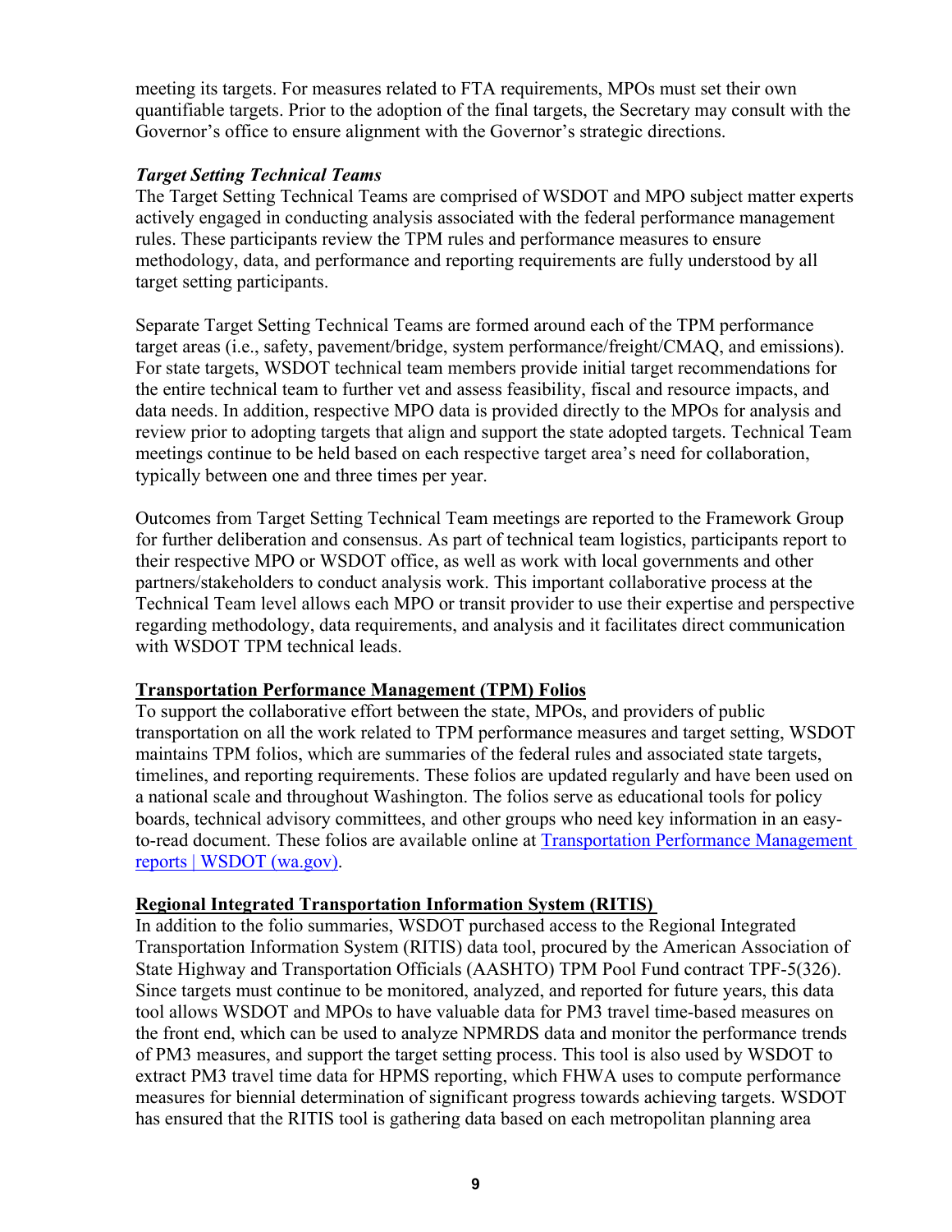meeting its targets. For measures related to FTA requirements, MPOs must set their own quantifiable targets. Prior to the adoption of the final targets, the Secretary may consult with the Governor's office to ensure alignment with the Governor's strategic directions.

***Target Setting Technical Teams***

The Target Setting Technical Teams are comprised of WSDOT and MPO subject matter experts actively engaged in conducting analysis associated with the federal performance management rules. These participants review the TPM rules and performance measures to ensure methodology, data, and performance and reporting requirements are fully understood by all target setting participants.

Separate Target Setting Technical Teams are formed around each of the TPM performance target areas (i.e., safety, pavement/bridge, system performance/freight/CMAQ, and emissions). For state targets, WSDOT technical team members provide initial target recommendations for the entire technical team to further vet and assess feasibility, fiscal and resource impacts, and data needs. In addition, respective MPO data is provided directly to the MPOs for analysis and review prior to adopting targets that align and support the state adopted targets. Technical Team meetings continue to be held based on each respective target area's need for collaboration, typically between one and three times per year.

Outcomes from Target Setting Technical Team meetings are reported to the Framework Group for further deliberation and consensus. As part of technical team logistics, participants report to their respective MPO or WSDOT office, as well as work with local governments and other partners/stakeholders to conduct analysis work. This important collaborative process at the Technical Team level allows each MPO or transit provider to use their expertise and perspective regarding methodology, data requirements, and analysis and it facilitates direct communication with WSDOT TPM technical leads.

**Transportation Performance Management (TPM) Folios**

To support the collaborative effort between the state, MPOs, and providers of public transportation on all the work related to TPM performance measures and target setting, WSDOT maintains TPM folios, which are summaries of the federal rules and associated state targets, timelines, and reporting requirements. These folios are updated regularly and have been used on a national scale and throughout Washington. The folios serve as educational tools for policy boards, technical advisory committees, and other groups who need key information in an easy-to-read document. These folios are available online at [Transportation Performance Management reports | WSDOT (wa.gov)](https://wsdot.wa.gov).

**Regional Integrated Transportation Information System (RITIS)**

In addition to the folio summaries, WSDOT purchased access to the Regional Integrated Transportation Information System (RITIS) data tool, procured by the American Association of State Highway and Transportation Officials (AASHTO) TPM Pool Fund contract TPF-5(326). Since targets must continue to be monitored, analyzed, and reported for future years, this data tool allows WSDOT and MPOs to have valuable data for PM3 travel time-based measures on the front end, which can be used to analyze NPMRDS data and monitor the performance trends of PM3 measures, and support the target setting process. This tool is also used by WSDOT to extract PM3 travel time data for HPMS reporting, which FHWA uses to compute performance measures for biennial determination of significant progress towards achieving targets. WSDOT has ensured that the RITIS tool is gathering data based on each metropolitan planning area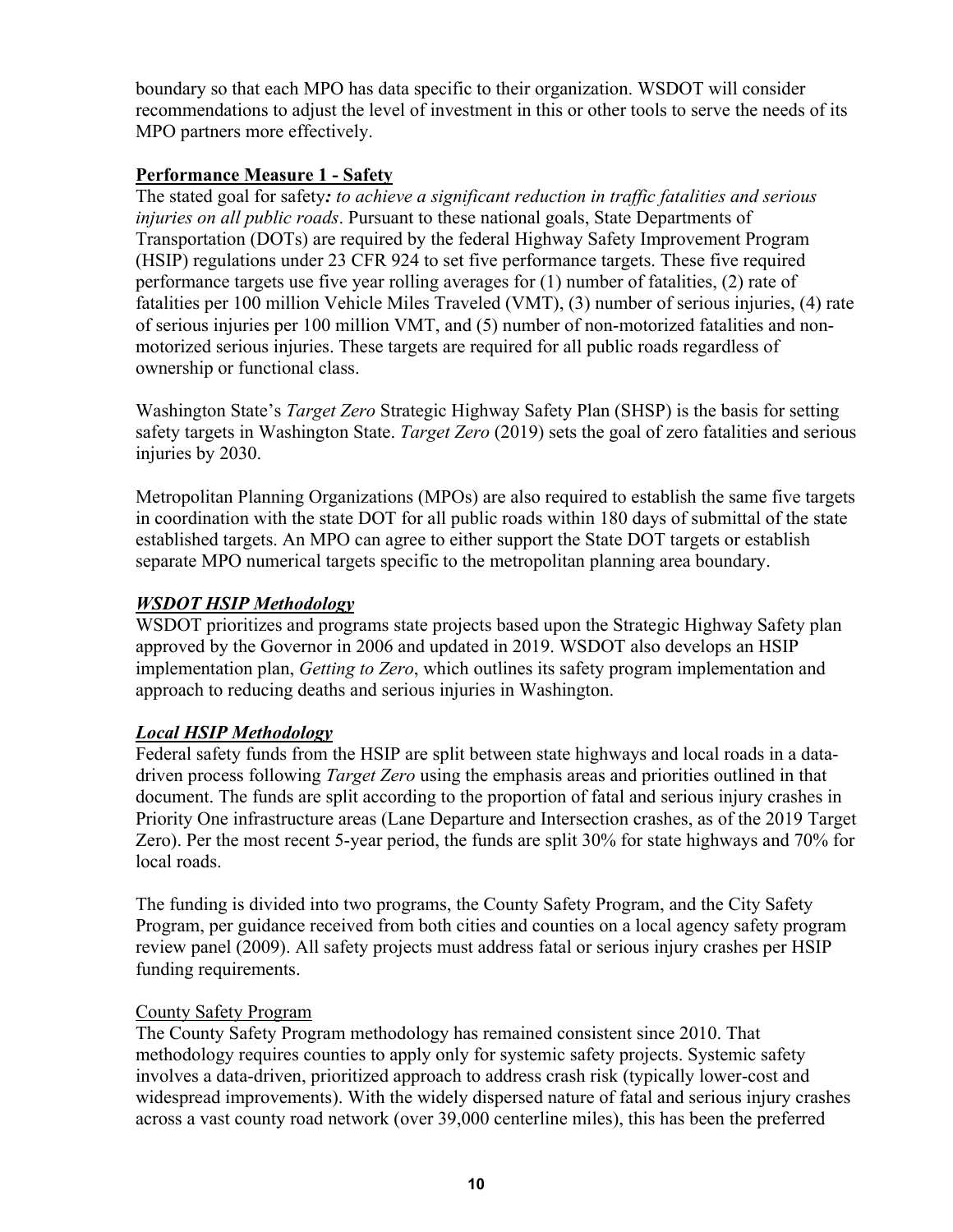boundary so that each MPO has data specific to their organization. WSDOT will consider recommendations to adjust the level of investment in this or other tools to serve the needs of its MPO partners more effectively.

## Performance Measure 1 - Safety

The stated goal for safety***:*** *to achieve a significant reduction in traffic fatalities and serious injuries on all public roads*. Pursuant to these national goals, State Departments of Transportation (DOTs) are required by the federal Highway Safety Improvement Program (HSIP) regulations under 23 CFR 924 to set five performance targets. These five required performance targets use five year rolling averages for (1) number of fatalities, (2) rate of fatalities per 100 million Vehicle Miles Traveled (VMT), (3) number of serious injuries, (4) rate of serious injuries per 100 million VMT, and (5) number of non-motorized fatalities and non-motorized serious injuries. These targets are required for all public roads regardless of ownership or functional class.

Washington State's *Target Zero* Strategic Highway Safety Plan (SHSP) is the basis for setting safety targets in Washington State. *Target Zero* (2019) sets the goal of zero fatalities and serious injuries by 2030.

Metropolitan Planning Organizations (MPOs) are also required to establish the same five targets in coordination with the state DOT for all public roads within 180 days of submittal of the state established targets. An MPO can agree to either support the State DOT targets or establish separate MPO numerical targets specific to the metropolitan planning area boundary.

### *WSDOT HSIP Methodology*

WSDOT prioritizes and programs state projects based upon the Strategic Highway Safety plan approved by the Governor in 2006 and updated in 2019. WSDOT also develops an HSIP implementation plan, *Getting to Zero*, which outlines its safety program implementation and approach to reducing deaths and serious injuries in Washington.

### *Local HSIP Methodology*

Federal safety funds from the HSIP are split between state highways and local roads in a data-driven process following *Target Zero* using the emphasis areas and priorities outlined in that document. The funds are split according to the proportion of fatal and serious injury crashes in Priority One infrastructure areas (Lane Departure and Intersection crashes, as of the 2019 Target Zero). Per the most recent 5-year period, the funds are split 30% for state highways and 70% for local roads.

The funding is divided into two programs, the County Safety Program, and the City Safety Program, per guidance received from both cities and counties on a local agency safety program review panel (2009). All safety projects must address fatal or serious injury crashes per HSIP funding requirements.

#### County Safety Program

The County Safety Program methodology has remained consistent since 2010. That methodology requires counties to apply only for systemic safety projects. Systemic safety involves a data-driven, prioritized approach to address crash risk (typically lower-cost and widespread improvements). With the widely dispersed nature of fatal and serious injury crashes across a vast county road network (over 39,000 centerline miles), this has been the preferred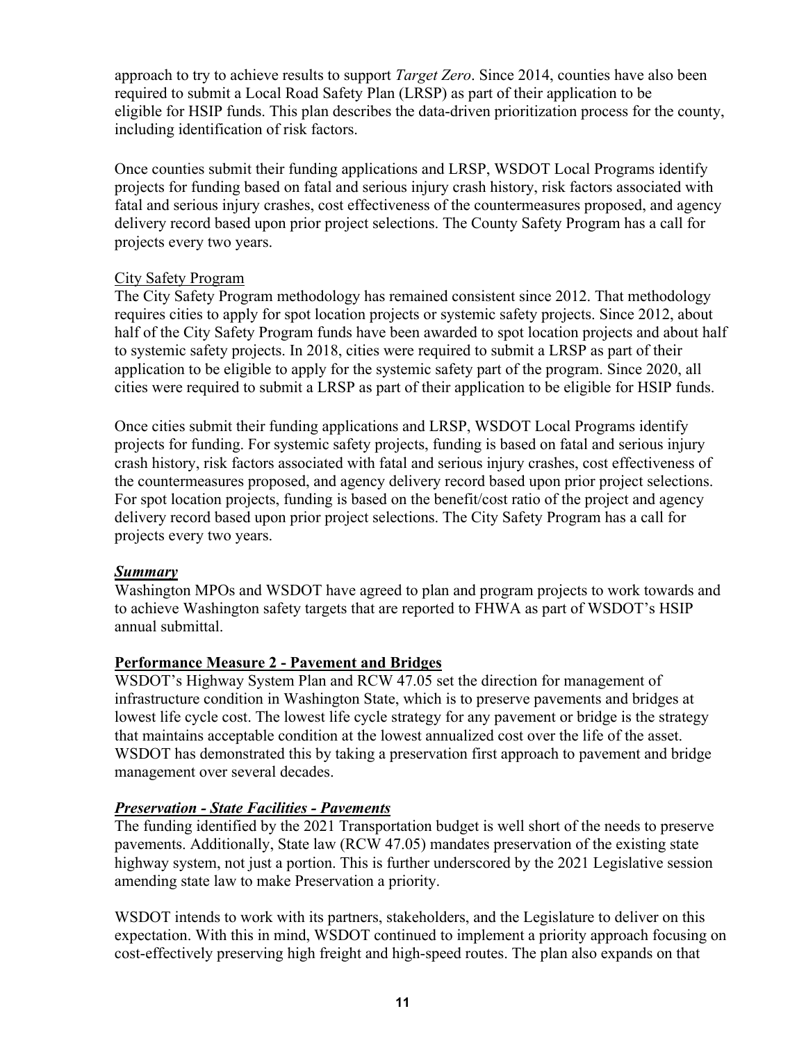approach to try to achieve results to support *Target Zero*. Since 2014, counties have also been required to submit a Local Road Safety Plan (LRSP) as part of their application to be eligible for HSIP funds. This plan describes the data-driven prioritization process for the county, including identification of risk factors.

Once counties submit their funding applications and LRSP, WSDOT Local Programs identify projects for funding based on fatal and serious injury crash history, risk factors associated with fatal and serious injury crashes, cost effectiveness of the countermeasures proposed, and agency delivery record based upon prior project selections. The County Safety Program has a call for projects every two years.

City Safety Program

The City Safety Program methodology has remained consistent since 2012. That methodology requires cities to apply for spot location projects or systemic safety projects. Since 2012, about half of the City Safety Program funds have been awarded to spot location projects and about half to systemic safety projects. In 2018, cities were required to submit a LRSP as part of their application to be eligible to apply for the systemic safety part of the program. Since 2020, all cities were required to submit a LRSP as part of their application to be eligible for HSIP funds.

Once cities submit their funding applications and LRSP, WSDOT Local Programs identify projects for funding. For systemic safety projects, funding is based on fatal and serious injury crash history, risk factors associated with fatal and serious injury crashes, cost effectiveness of the countermeasures proposed, and agency delivery record based upon prior project selections. For spot location projects, funding is based on the benefit/cost ratio of the project and agency delivery record based upon prior project selections. The City Safety Program has a call for projects every two years.

***Summary***

Washington MPOs and WSDOT have agreed to plan and program projects to work towards and to achieve Washington safety targets that are reported to FHWA as part of WSDOT's HSIP annual submittal.

## Performance Measure 2 - Pavement and Bridges

WSDOT's Highway System Plan and RCW 47.05 set the direction for management of infrastructure condition in Washington State, which is to preserve pavements and bridges at lowest life cycle cost. The lowest life cycle strategy for any pavement or bridge is the strategy that maintains acceptable condition at the lowest annualized cost over the life of the asset. WSDOT has demonstrated this by taking a preservation first approach to pavement and bridge management over several decades.

***Preservation - State Facilities - Pavements***

The funding identified by the 2021 Transportation budget is well short of the needs to preserve pavements. Additionally, State law (RCW 47.05) mandates preservation of the existing state highway system, not just a portion. This is further underscored by the 2021 Legislative session amending state law to make Preservation a priority.

WSDOT intends to work with its partners, stakeholders, and the Legislature to deliver on this expectation. With this in mind, WSDOT continued to implement a priority approach focusing on cost-effectively preserving high freight and high-speed routes. The plan also expands on that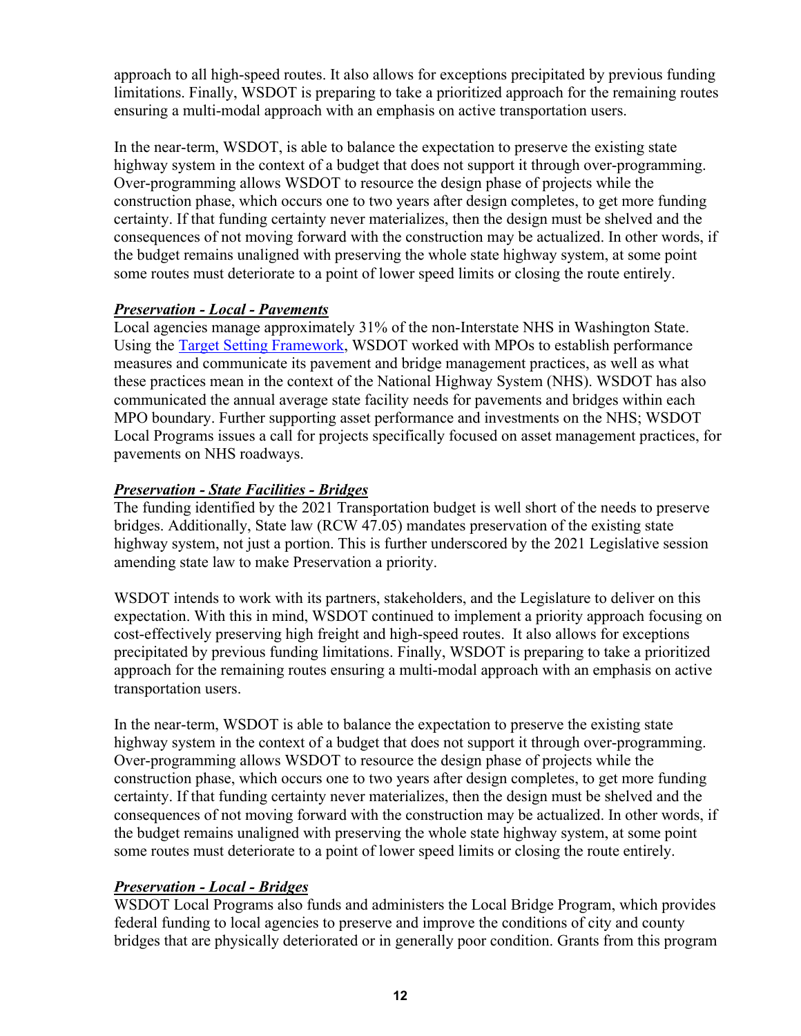approach to all high-speed routes. It also allows for exceptions precipitated by previous funding limitations. Finally, WSDOT is preparing to take a prioritized approach for the remaining routes ensuring a multi-modal approach with an emphasis on active transportation users.

In the near-term, WSDOT, is able to balance the expectation to preserve the existing state highway system in the context of a budget that does not support it through over-programming. Over-programming allows WSDOT to resource the design phase of projects while the construction phase, which occurs one to two years after design completes, to get more funding certainty. If that funding certainty never materializes, then the design must be shelved and the consequences of not moving forward with the construction may be actualized. In other words, if the budget remains unaligned with preserving the whole state highway system, at some point some routes must deteriorate to a point of lower speed limits or closing the route entirely.

***Preservation - Local - Pavements***

Local agencies manage approximately 31% of the non-Interstate NHS in Washington State. Using the [Target Setting Framework](), WSDOT worked with MPOs to establish performance measures and communicate its pavement and bridge management practices, as well as what these practices mean in the context of the National Highway System (NHS). WSDOT has also communicated the annual average state facility needs for pavements and bridges within each MPO boundary. Further supporting asset performance and investments on the NHS; WSDOT Local Programs issues a call for projects specifically focused on asset management practices, for pavements on NHS roadways.

***Preservation - State Facilities - Bridges***

The funding identified by the 2021 Transportation budget is well short of the needs to preserve bridges. Additionally, State law (RCW 47.05) mandates preservation of the existing state highway system, not just a portion. This is further underscored by the 2021 Legislative session amending state law to make Preservation a priority.

WSDOT intends to work with its partners, stakeholders, and the Legislature to deliver on this expectation. With this in mind, WSDOT continued to implement a priority approach focusing on cost-effectively preserving high freight and high-speed routes. It also allows for exceptions precipitated by previous funding limitations. Finally, WSDOT is preparing to take a prioritized approach for the remaining routes ensuring a multi-modal approach with an emphasis on active transportation users.

In the near-term, WSDOT is able to balance the expectation to preserve the existing state highway system in the context of a budget that does not support it through over-programming. Over-programming allows WSDOT to resource the design phase of projects while the construction phase, which occurs one to two years after design completes, to get more funding certainty. If that funding certainty never materializes, then the design must be shelved and the consequences of not moving forward with the construction may be actualized. In other words, if the budget remains unaligned with preserving the whole state highway system, at some point some routes must deteriorate to a point of lower speed limits or closing the route entirely.

***Preservation - Local - Bridges***

WSDOT Local Programs also funds and administers the Local Bridge Program, which provides federal funding to local agencies to preserve and improve the conditions of city and county bridges that are physically deteriorated or in generally poor condition. Grants from this program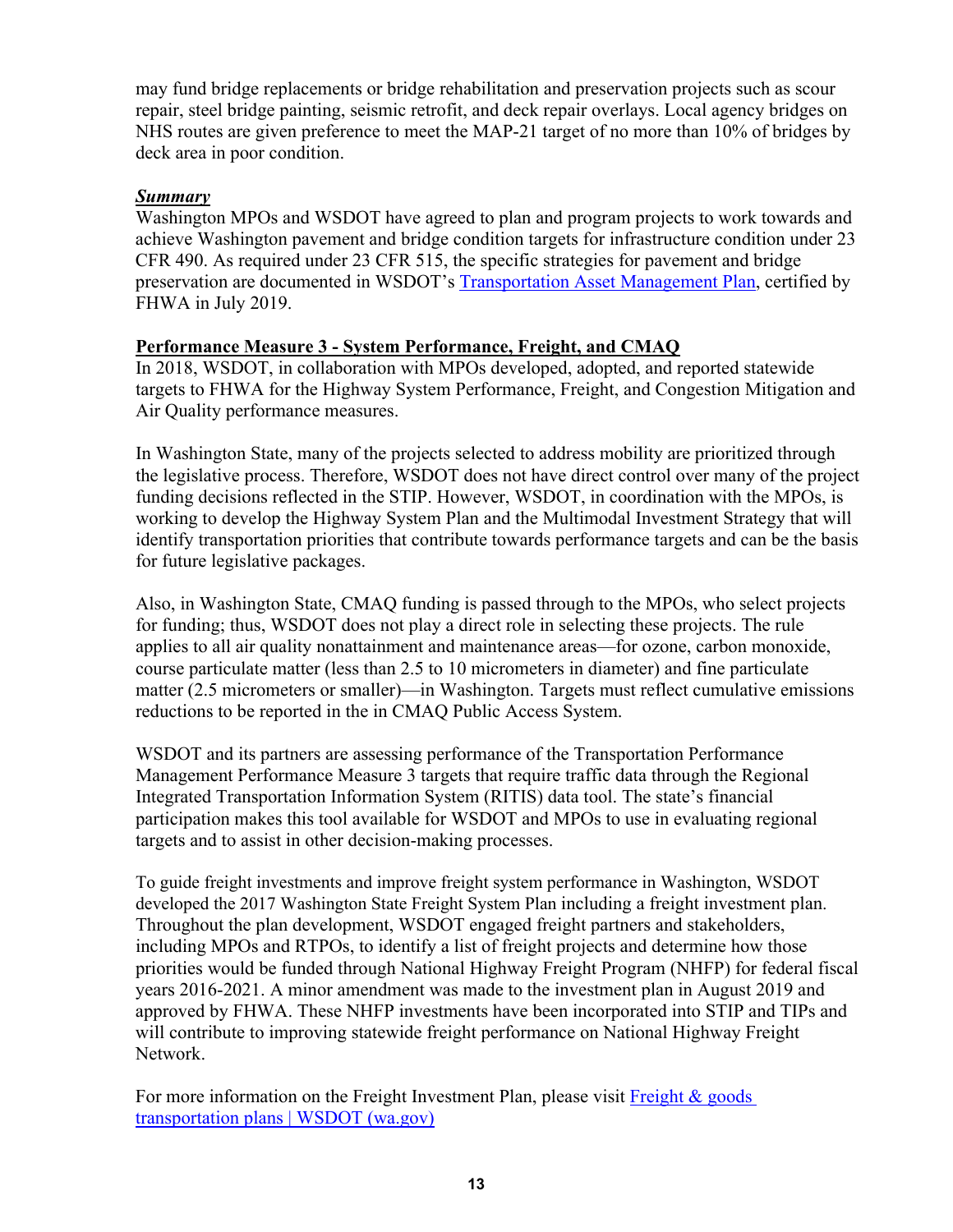may fund bridge replacements or bridge rehabilitation and preservation projects such as scour repair, steel bridge painting, seismic retrofit, and deck repair overlays. Local agency bridges on NHS routes are given preference to meet the MAP-21 target of no more than 10% of bridges by deck area in poor condition.

***Summary***

Washington MPOs and WSDOT have agreed to plan and program projects to work towards and achieve Washington pavement and bridge condition targets for infrastructure condition under 23 CFR 490. As required under 23 CFR 515, the specific strategies for pavement and bridge preservation are documented in WSDOT's Transportation Asset Management Plan, certified by FHWA in July 2019.

**Performance Measure 3 - System Performance, Freight, and CMAQ**

In 2018, WSDOT, in collaboration with MPOs developed, adopted, and reported statewide targets to FHWA for the Highway System Performance, Freight, and Congestion Mitigation and Air Quality performance measures.

In Washington State, many of the projects selected to address mobility are prioritized through the legislative process. Therefore, WSDOT does not have direct control over many of the project funding decisions reflected in the STIP. However, WSDOT, in coordination with the MPOs, is working to develop the Highway System Plan and the Multimodal Investment Strategy that will identify transportation priorities that contribute towards performance targets and can be the basis for future legislative packages.

Also, in Washington State, CMAQ funding is passed through to the MPOs, who select projects for funding; thus, WSDOT does not play a direct role in selecting these projects. The rule applies to all air quality nonattainment and maintenance areas—for ozone, carbon monoxide, course particulate matter (less than 2.5 to 10 micrometers in diameter) and fine particulate matter (2.5 micrometers or smaller)—in Washington. Targets must reflect cumulative emissions reductions to be reported in the in CMAQ Public Access System.

WSDOT and its partners are assessing performance of the Transportation Performance Management Performance Measure 3 targets that require traffic data through the Regional Integrated Transportation Information System (RITIS) data tool. The state's financial participation makes this tool available for WSDOT and MPOs to use in evaluating regional targets and to assist in other decision-making processes.

To guide freight investments and improve freight system performance in Washington, WSDOT developed the 2017 Washington State Freight System Plan including a freight investment plan. Throughout the plan development, WSDOT engaged freight partners and stakeholders, including MPOs and RTPOs, to identify a list of freight projects and determine how those priorities would be funded through National Highway Freight Program (NHFP) for federal fiscal years 2016-2021. A minor amendment was made to the investment plan in August 2019 and approved by FHWA. These NHFP investments have been incorporated into STIP and TIPs and will contribute to improving statewide freight performance on National Highway Freight Network.

For more information on the Freight Investment Plan, please visit Freight & goods transportation plans | WSDOT (wa.gov)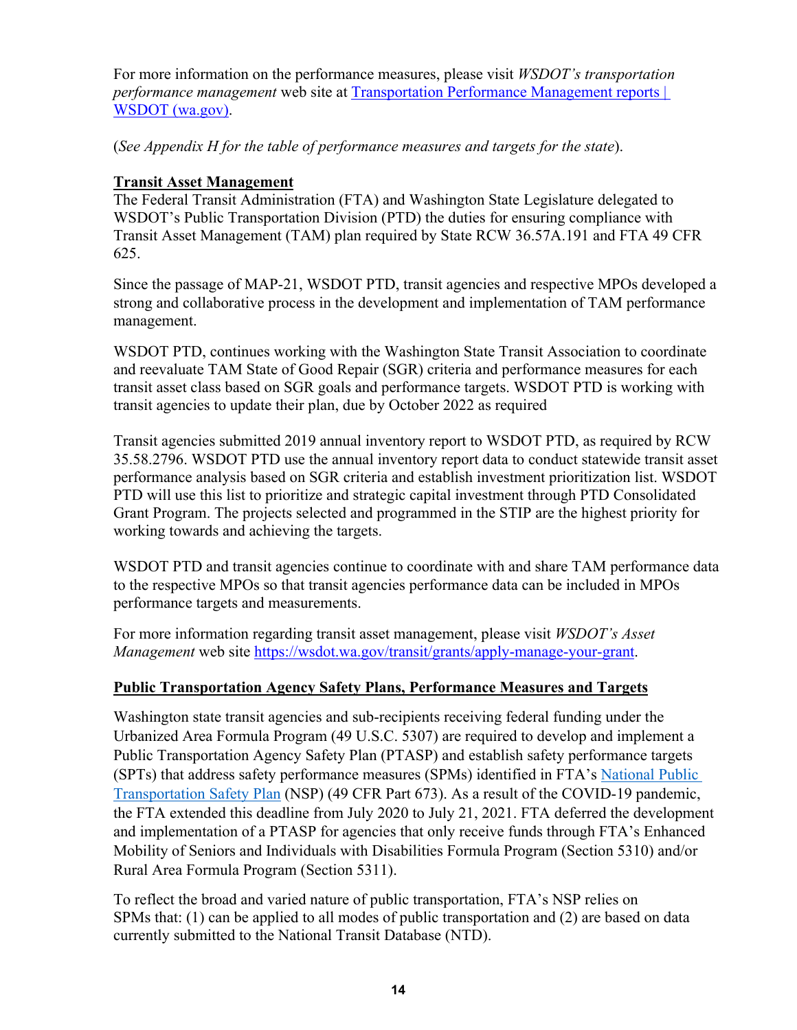For more information on the performance measures, please visit *WSDOT's transportation performance management* web site at [Transportation Performance Management reports | WSDOT (wa.gov)](https://wsdot.wa.gov).

(*See Appendix H for the table of performance measures and targets for the state*).

## Transit Asset Management

The Federal Transit Administration (FTA) and Washington State Legislature delegated to WSDOT's Public Transportation Division (PTD) the duties for ensuring compliance with Transit Asset Management (TAM) plan required by State RCW 36.57A.191 and FTA 49 CFR 625.

Since the passage of MAP-21, WSDOT PTD, transit agencies and respective MPOs developed a strong and collaborative process in the development and implementation of TAM performance management.

WSDOT PTD, continues working with the Washington State Transit Association to coordinate and reevaluate TAM State of Good Repair (SGR) criteria and performance measures for each transit asset class based on SGR goals and performance targets. WSDOT PTD is working with transit agencies to update their plan, due by October 2022 as required

Transit agencies submitted 2019 annual inventory report to WSDOT PTD, as required by RCW 35.58.2796. WSDOT PTD use the annual inventory report data to conduct statewide transit asset performance analysis based on SGR criteria and establish investment prioritization list. WSDOT PTD will use this list to prioritize and strategic capital investment through PTD Consolidated Grant Program. The projects selected and programmed in the STIP are the highest priority for working towards and achieving the targets.

WSDOT PTD and transit agencies continue to coordinate with and share TAM performance data to the respective MPOs so that transit agencies performance data can be included in MPOs performance targets and measurements.

For more information regarding transit asset management, please visit *WSDOT's Asset Management* web site https://wsdot.wa.gov/transit/grants/apply-manage-your-grant.

## Public Transportation Agency Safety Plans, Performance Measures and Targets

Washington state transit agencies and sub-recipients receiving federal funding under the Urbanized Area Formula Program (49 U.S.C. 5307) are required to develop and implement a Public Transportation Agency Safety Plan (PTASP) and establish safety performance targets (SPTs) that address safety performance measures (SPMs) identified in FTA's National Public Transportation Safety Plan (NSP) (49 CFR Part 673). As a result of the COVID-19 pandemic, the FTA extended this deadline from July 2020 to July 21, 2021. FTA deferred the development and implementation of a PTASP for agencies that only receive funds through FTA's Enhanced Mobility of Seniors and Individuals with Disabilities Formula Program (Section 5310) and/or Rural Area Formula Program (Section 5311).

To reflect the broad and varied nature of public transportation, FTA's NSP relies on SPMs that: (1) can be applied to all modes of public transportation and (2) are based on data currently submitted to the National Transit Database (NTD).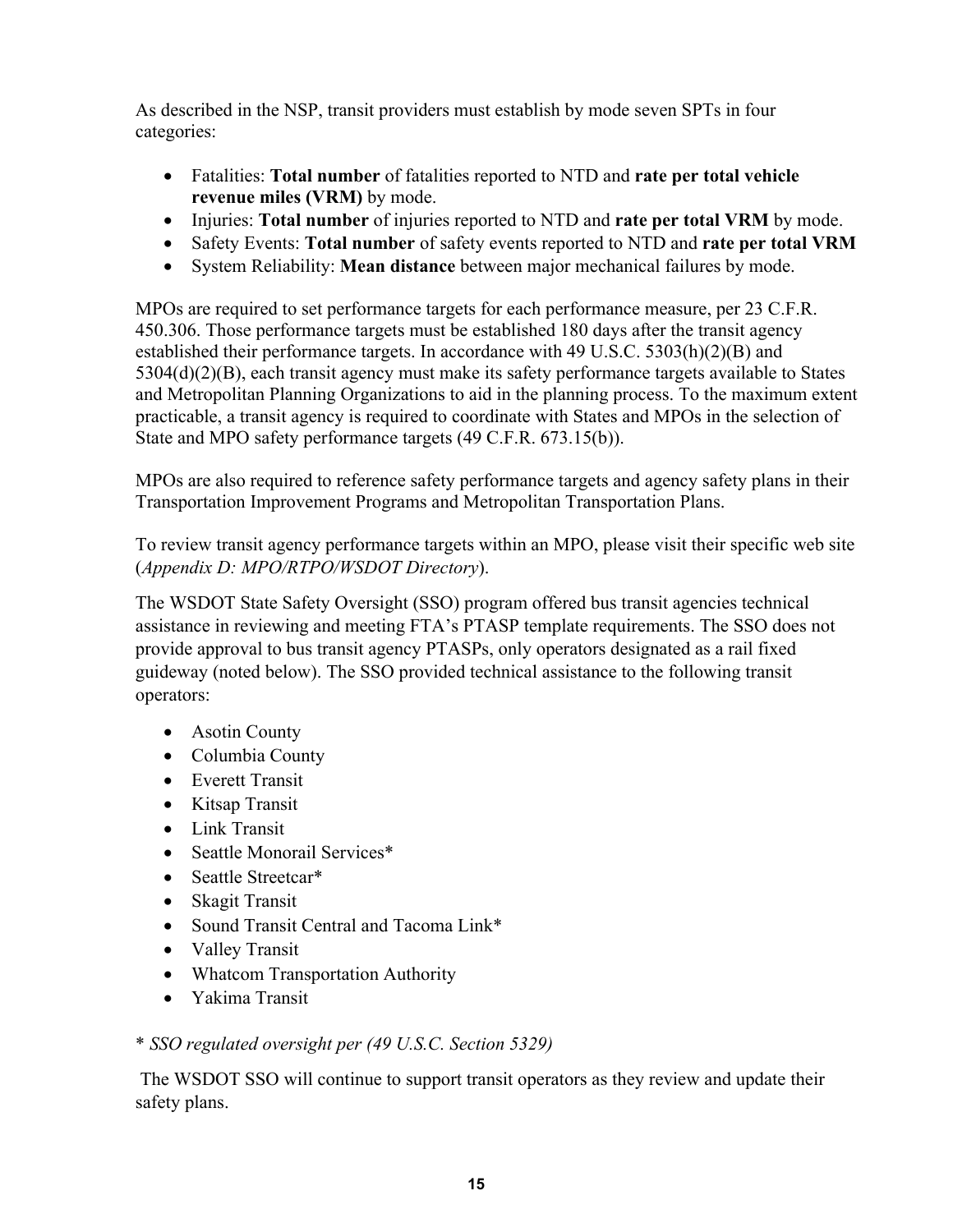As described in the NSP, transit providers must establish by mode seven SPTs in four categories:

- Fatalities: **Total number** of fatalities reported to NTD and **rate per total vehicle revenue miles (VRM)** by mode.
- Injuries: **Total number** of injuries reported to NTD and **rate per total VRM** by mode.
- Safety Events: **Total number** of safety events reported to NTD and **rate per total VRM**
- System Reliability: **Mean distance** between major mechanical failures by mode.

MPOs are required to set performance targets for each performance measure, per 23 C.F.R. 450.306. Those performance targets must be established 180 days after the transit agency established their performance targets. In accordance with 49 U.S.C. 5303(h)(2)(B) and 5304(d)(2)(B), each transit agency must make its safety performance targets available to States and Metropolitan Planning Organizations to aid in the planning process. To the maximum extent practicable, a transit agency is required to coordinate with States and MPOs in the selection of State and MPO safety performance targets (49 C.F.R. 673.15(b)).

MPOs are also required to reference safety performance targets and agency safety plans in their Transportation Improvement Programs and Metropolitan Transportation Plans.

To review transit agency performance targets within an MPO, please visit their specific web site (*Appendix D: MPO/RTPO/WSDOT Directory*).

The WSDOT State Safety Oversight (SSO) program offered bus transit agencies technical assistance in reviewing and meeting FTA's PTASP template requirements. The SSO does not provide approval to bus transit agency PTASPs, only operators designated as a rail fixed guideway (noted below). The SSO provided technical assistance to the following transit operators:

- Asotin County
- Columbia County
- Everett Transit
- Kitsap Transit
- Link Transit
- Seattle Monorail Services*
- Seattle Streetcar*
- Skagit Transit
- Sound Transit Central and Tacoma Link*
- Valley Transit
- Whatcom Transportation Authority
- Yakima Transit

\* *SSO regulated oversight per (49 U.S.C. Section 5329)*

The WSDOT SSO will continue to support transit operators as they review and update their safety plans.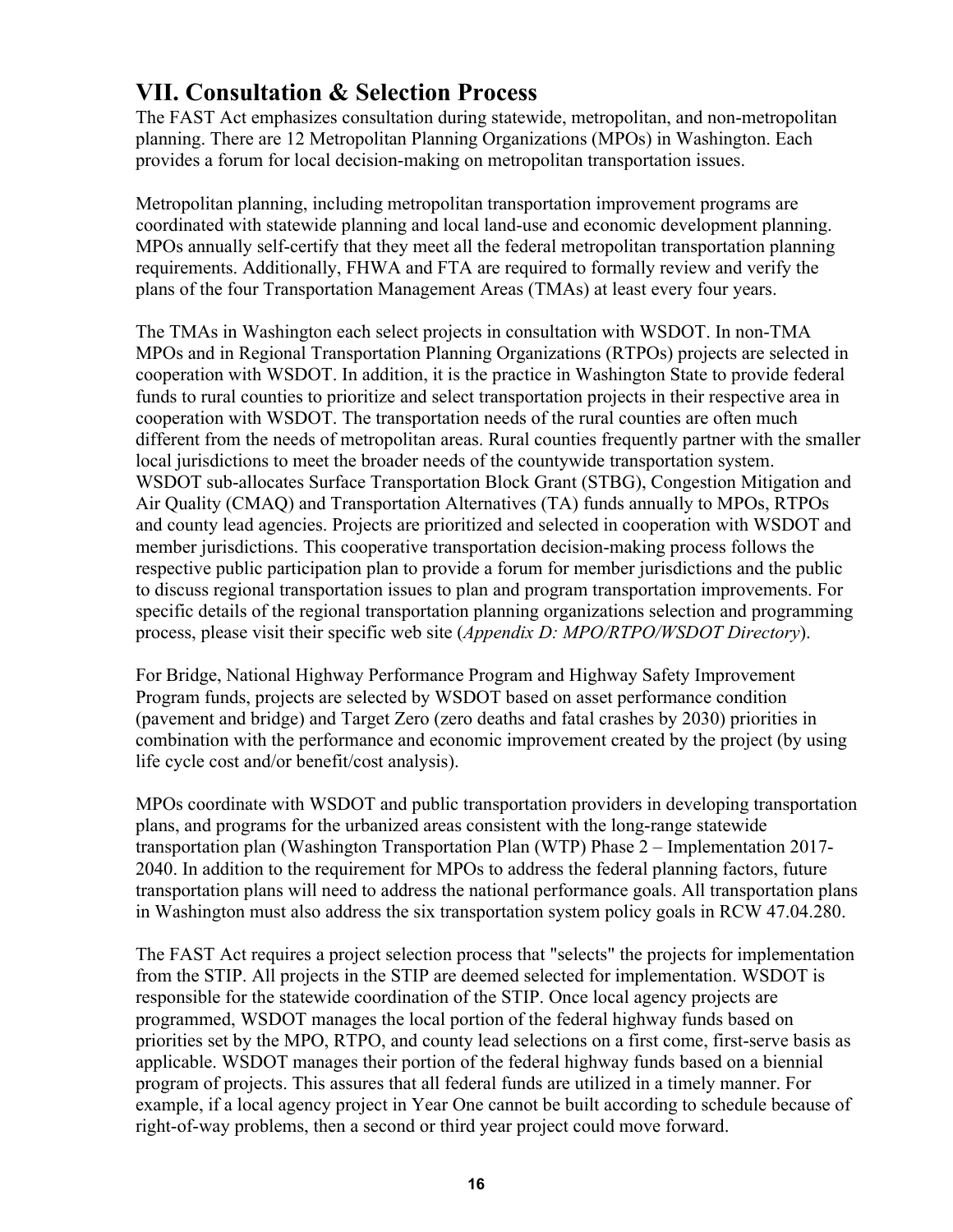## VII. Consultation & Selection Process

The FAST Act emphasizes consultation during statewide, metropolitan, and non-metropolitan planning. There are 12 Metropolitan Planning Organizations (MPOs) in Washington. Each provides a forum for local decision-making on metropolitan transportation issues.

Metropolitan planning, including metropolitan transportation improvement programs are coordinated with statewide planning and local land-use and economic development planning. MPOs annually self-certify that they meet all the federal metropolitan transportation planning requirements. Additionally, FHWA and FTA are required to formally review and verify the plans of the four Transportation Management Areas (TMAs) at least every four years.

The TMAs in Washington each select projects in consultation with WSDOT. In non-TMA MPOs and in Regional Transportation Planning Organizations (RTPOs) projects are selected in cooperation with WSDOT. In addition, it is the practice in Washington State to provide federal funds to rural counties to prioritize and select transportation projects in their respective area in cooperation with WSDOT. The transportation needs of the rural counties are often much different from the needs of metropolitan areas. Rural counties frequently partner with the smaller local jurisdictions to meet the broader needs of the countywide transportation system. WSDOT sub-allocates Surface Transportation Block Grant (STBG), Congestion Mitigation and Air Quality (CMAQ) and Transportation Alternatives (TA) funds annually to MPOs, RTPOs and county lead agencies. Projects are prioritized and selected in cooperation with WSDOT and member jurisdictions. This cooperative transportation decision-making process follows the respective public participation plan to provide a forum for member jurisdictions and the public to discuss regional transportation issues to plan and program transportation improvements. For specific details of the regional transportation planning organizations selection and programming process, please visit their specific web site (*Appendix D: MPO/RTPO/WSDOT Directory*).

For Bridge, National Highway Performance Program and Highway Safety Improvement Program funds, projects are selected by WSDOT based on asset performance condition (pavement and bridge) and Target Zero (zero deaths and fatal crashes by 2030) priorities in combination with the performance and economic improvement created by the project (by using life cycle cost and/or benefit/cost analysis).

MPOs coordinate with WSDOT and public transportation providers in developing transportation plans, and programs for the urbanized areas consistent with the long-range statewide transportation plan (Washington Transportation Plan (WTP) Phase 2 – Implementation 2017-2040. In addition to the requirement for MPOs to address the federal planning factors, future transportation plans will need to address the national performance goals. All transportation plans in Washington must also address the six transportation system policy goals in RCW 47.04.280.

The FAST Act requires a project selection process that "selects" the projects for implementation from the STIP. All projects in the STIP are deemed selected for implementation. WSDOT is responsible for the statewide coordination of the STIP. Once local agency projects are programmed, WSDOT manages the local portion of the federal highway funds based on priorities set by the MPO, RTPO, and county lead selections on a first come, first-serve basis as applicable. WSDOT manages their portion of the federal highway funds based on a biennial program of projects. This assures that all federal funds are utilized in a timely manner. For example, if a local agency project in Year One cannot be built according to schedule because of right-of-way problems, then a second or third year project could move forward.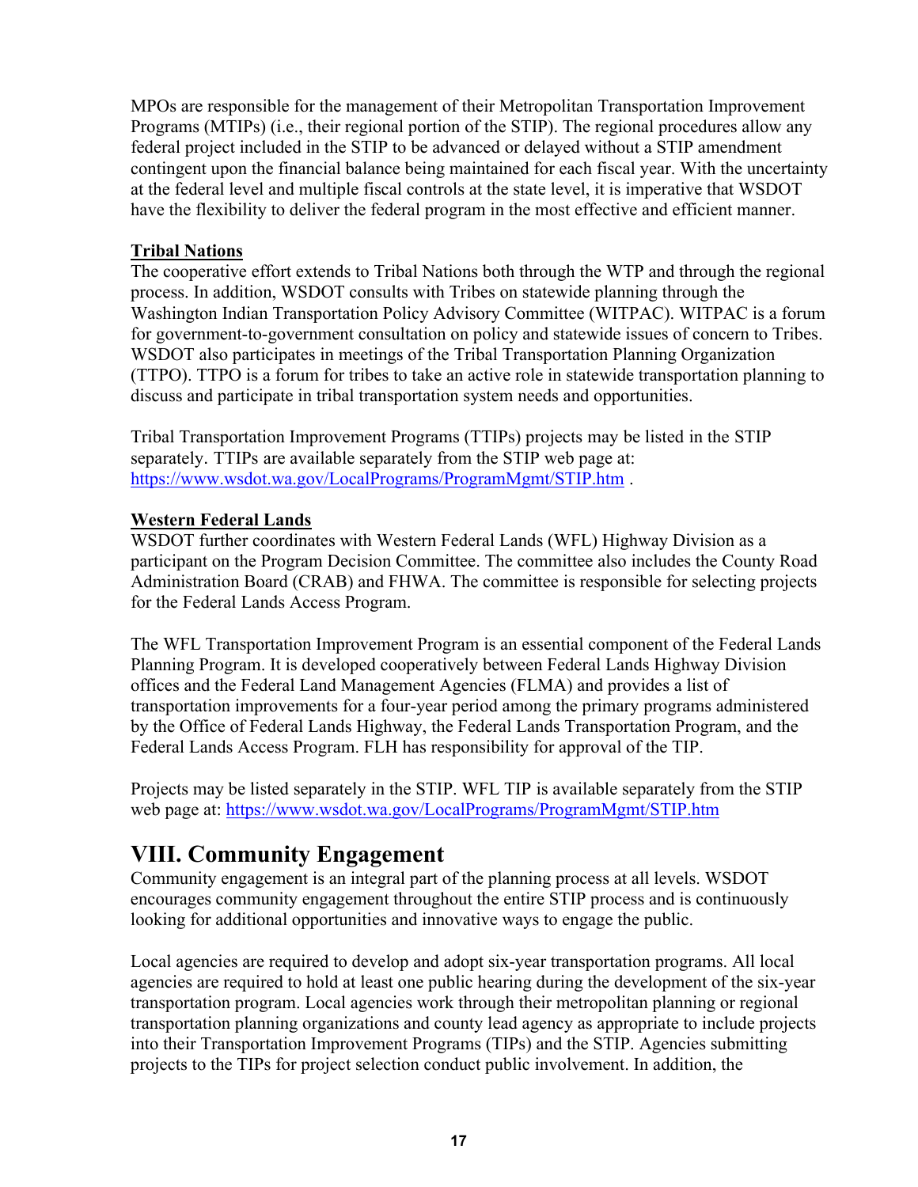MPOs are responsible for the management of their Metropolitan Transportation Improvement Programs (MTIPs) (i.e., their regional portion of the STIP). The regional procedures allow any federal project included in the STIP to be advanced or delayed without a STIP amendment contingent upon the financial balance being maintained for each fiscal year. With the uncertainty at the federal level and multiple fiscal controls at the state level, it is imperative that WSDOT have the flexibility to deliver the federal program in the most effective and efficient manner.

**Tribal Nations**

The cooperative effort extends to Tribal Nations both through the WTP and through the regional process. In addition, WSDOT consults with Tribes on statewide planning through the Washington Indian Transportation Policy Advisory Committee (WITPAC). WITPAC is a forum for government-to-government consultation on policy and statewide issues of concern to Tribes. WSDOT also participates in meetings of the Tribal Transportation Planning Organization (TTPO). TTPO is a forum for tribes to take an active role in statewide transportation planning to discuss and participate in tribal transportation system needs and opportunities.

Tribal Transportation Improvement Programs (TTIPs) projects may be listed in the STIP separately. TTIPs are available separately from the STIP web page at: https://www.wsdot.wa.gov/LocalPrograms/ProgramMgmt/STIP.htm .

**Western Federal Lands**

WSDOT further coordinates with Western Federal Lands (WFL) Highway Division as a participant on the Program Decision Committee. The committee also includes the County Road Administration Board (CRAB) and FHWA. The committee is responsible for selecting projects for the Federal Lands Access Program.

The WFL Transportation Improvement Program is an essential component of the Federal Lands Planning Program. It is developed cooperatively between Federal Lands Highway Division offices and the Federal Land Management Agencies (FLMA) and provides a list of transportation improvements for a four-year period among the primary programs administered by the Office of Federal Lands Highway, the Federal Lands Transportation Program, and the Federal Lands Access Program. FLH has responsibility for approval of the TIP.

Projects may be listed separately in the STIP. WFL TIP is available separately from the STIP web page at: https://www.wsdot.wa.gov/LocalPrograms/ProgramMgmt/STIP.htm

# VIII. Community Engagement

Community engagement is an integral part of the planning process at all levels. WSDOT encourages community engagement throughout the entire STIP process and is continuously looking for additional opportunities and innovative ways to engage the public.

Local agencies are required to develop and adopt six-year transportation programs. All local agencies are required to hold at least one public hearing during the development of the six-year transportation program. Local agencies work through their metropolitan planning or regional transportation planning organizations and county lead agency as appropriate to include projects into their Transportation Improvement Programs (TIPs) and the STIP. Agencies submitting projects to the TIPs for project selection conduct public involvement. In addition, the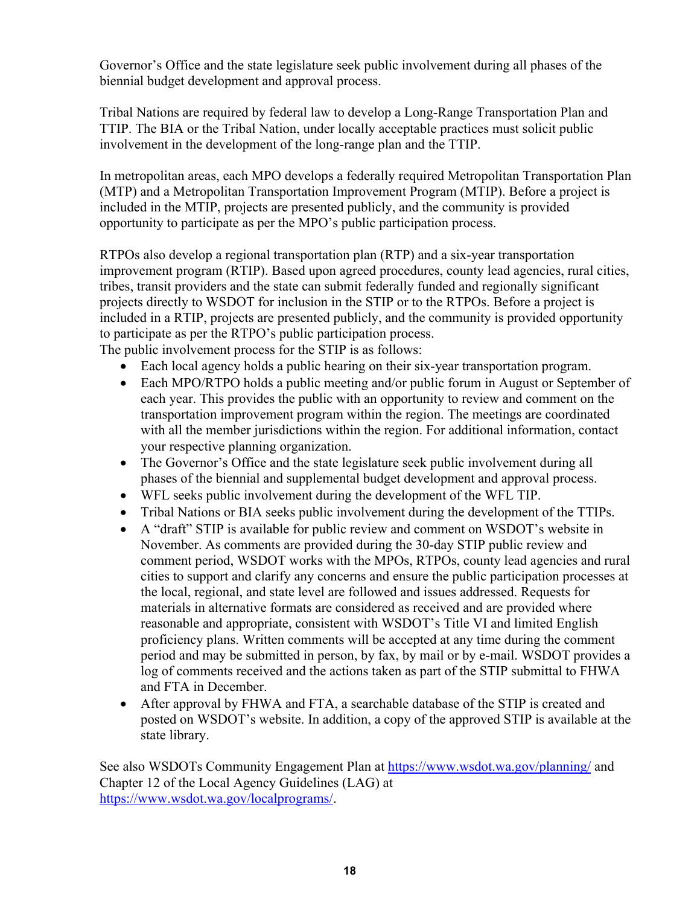Governor's Office and the state legislature seek public involvement during all phases of the biennial budget development and approval process.

Tribal Nations are required by federal law to develop a Long-Range Transportation Plan and TTIP. The BIA or the Tribal Nation, under locally acceptable practices must solicit public involvement in the development of the long-range plan and the TTIP.

In metropolitan areas, each MPO develops a federally required Metropolitan Transportation Plan (MTP) and a Metropolitan Transportation Improvement Program (MTIP). Before a project is included in the MTIP, projects are presented publicly, and the community is provided opportunity to participate as per the MPO's public participation process.

RTPOs also develop a regional transportation plan (RTP) and a six-year transportation improvement program (RTIP). Based upon agreed procedures, county lead agencies, rural cities, tribes, transit providers and the state can submit federally funded and regionally significant projects directly to WSDOT for inclusion in the STIP or to the RTPOs. Before a project is included in a RTIP, projects are presented publicly, and the community is provided opportunity to participate as per the RTPO's public participation process.
The public involvement process for the STIP is as follows:

- Each local agency holds a public hearing on their six-year transportation program.
- Each MPO/RTPO holds a public meeting and/or public forum in August or September of each year. This provides the public with an opportunity to review and comment on the transportation improvement program within the region. The meetings are coordinated with all the member jurisdictions within the region. For additional information, contact your respective planning organization.
- The Governor's Office and the state legislature seek public involvement during all phases of the biennial and supplemental budget development and approval process.
- WFL seeks public involvement during the development of the WFL TIP.
- Tribal Nations or BIA seeks public involvement during the development of the TTIPs.
- A "draft" STIP is available for public review and comment on WSDOT's website in November. As comments are provided during the 30-day STIP public review and comment period, WSDOT works with the MPOs, RTPOs, county lead agencies and rural cities to support and clarify any concerns and ensure the public participation processes at the local, regional, and state level are followed and issues addressed. Requests for materials in alternative formats are considered as received and are provided where reasonable and appropriate, consistent with WSDOT's Title VI and limited English proficiency plans. Written comments will be accepted at any time during the comment period and may be submitted in person, by fax, by mail or by e-mail. WSDOT provides a log of comments received and the actions taken as part of the STIP submittal to FHWA and FTA in December.
- After approval by FHWA and FTA, a searchable database of the STIP is created and posted on WSDOT's website. In addition, a copy of the approved STIP is available at the state library.

See also WSDOTs Community Engagement Plan at [https://www.wsdot.wa.gov/planning/](https://www.wsdot.wa.gov/planning/) and Chapter 12 of the Local Agency Guidelines (LAG) at [https://www.wsdot.wa.gov/localprograms/](https://www.wsdot.wa.gov/localprograms/).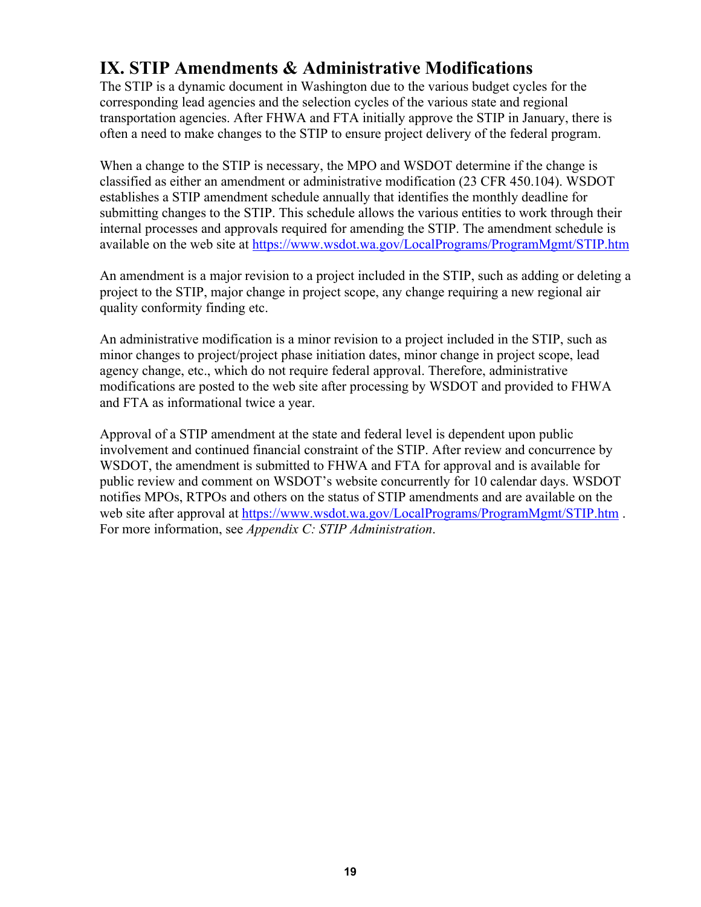# IX. STIP Amendments & Administrative Modifications

The STIP is a dynamic document in Washington due to the various budget cycles for the corresponding lead agencies and the selection cycles of the various state and regional transportation agencies. After FHWA and FTA initially approve the STIP in January, there is often a need to make changes to the STIP to ensure project delivery of the federal program.

When a change to the STIP is necessary, the MPO and WSDOT determine if the change is classified as either an amendment or administrative modification (23 CFR 450.104). WSDOT establishes a STIP amendment schedule annually that identifies the monthly deadline for submitting changes to the STIP. This schedule allows the various entities to work through their internal processes and approvals required for amending the STIP. The amendment schedule is available on the web site at https://www.wsdot.wa.gov/LocalPrograms/ProgramMgmt/STIP.htm

An amendment is a major revision to a project included in the STIP, such as adding or deleting a project to the STIP, major change in project scope, any change requiring a new regional air quality conformity finding etc.

An administrative modification is a minor revision to a project included in the STIP, such as minor changes to project/project phase initiation dates, minor change in project scope, lead agency change, etc., which do not require federal approval. Therefore, administrative modifications are posted to the web site after processing by WSDOT and provided to FHWA and FTA as informational twice a year.

Approval of a STIP amendment at the state and federal level is dependent upon public involvement and continued financial constraint of the STIP. After review and concurrence by WSDOT, the amendment is submitted to FHWA and FTA for approval and is available for public review and comment on WSDOT's website concurrently for 10 calendar days. WSDOT notifies MPOs, RTPOs and others on the status of STIP amendments and are available on the web site after approval at https://www.wsdot.wa.gov/LocalPrograms/ProgramMgmt/STIP.htm . For more information, see *Appendix C: STIP Administration*.